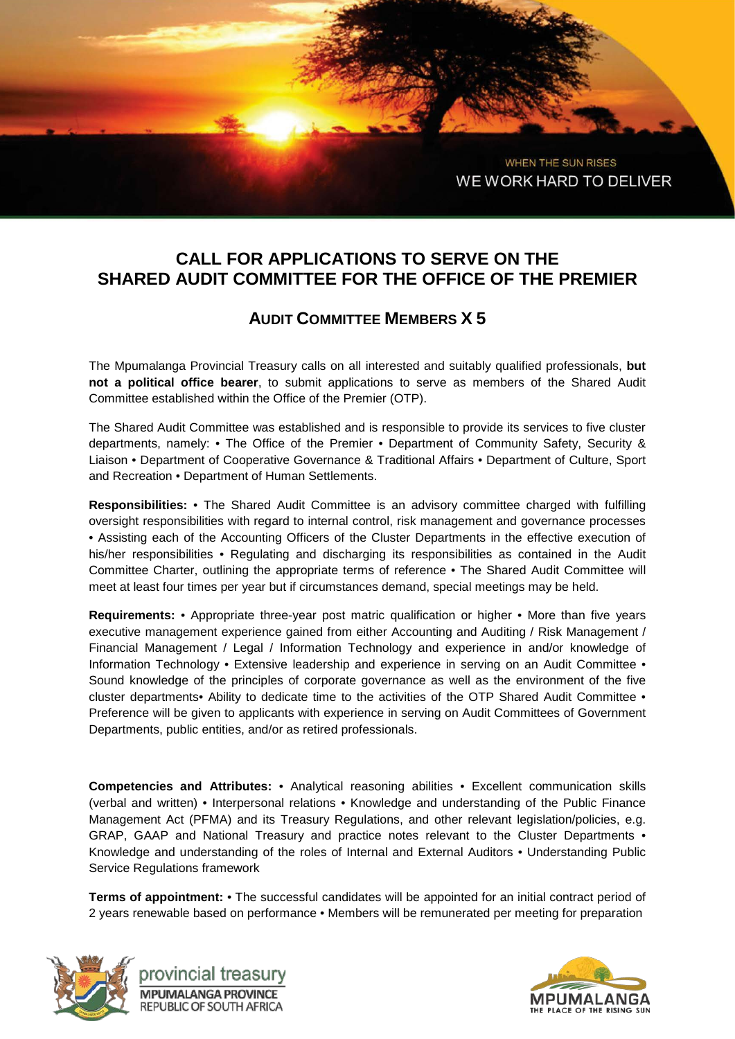WHEN THE SUN RISES

WE WORK HARD TO DELIVER

# CALL FOR APPLICATIONS TO SERVE ON THE SHARED AUDIT COMMITTEE FOR THE OFFICE OF THE PREMIER

## AUDIT COMMITTEE MEMBERS X 5

The Mpumalanga Provincial Treasury calls on all interested and suitably qualified professionals, **but not a political office bearer**, to submit applications to serve as members of the Shared Audit Committee established within the Office of the Premier (OTP).

The Shared Audit Committee was established and is responsible to provide its services to five cluster departments, namely: • The Office of the Premier • Department of Community Safety, Security & Liaison • Department of Cooperative Governance & Traditional Affairs • Department of Culture, Sport and Recreation • Department of Human Settlements.

**Responsibilities:** • The Shared Audit Committee is an advisory committee charged with fulfilling oversight responsibilities with regard to internal control, risk management and governance processes • Assisting each of the Accounting Officers of the Cluster Departments in the effective execution of his/her responsibilities • Regulating and discharging its responsibilities as contained in the Audit Committee Charter, outlining the appropriate terms of reference • The Shared Audit Committee will meet at least four times per year but if circumstances demand, special meetings may be held.

**Requirements:** • Appropriate three-year post matric qualification or higher • More than five years executive management experience gained from either Accounting and Auditing / Risk Management / Financial Management / Legal / Information Technology and experience in and/or knowledge of Information Technology • Extensive leadership and experience in serving on an Audit Committee • Sound knowledge of the principles of corporate governance as well as the environment of the five cluster departments• Ability to dedicate time to the activities of the OTP Shared Audit Committee • Preference will be given to applicants with experience in serving on Audit Committees of Government Departments, public entities, and/or as retired professionals.

**Competencies and Attributes:** • Analytical reasoning abilities • Excellent communication skills (verbal and written) • Interpersonal relations • Knowledge and understanding of the Public Finance Management Act (PFMA) and its Treasury Regulations, and other relevant legislation/policies, e.g. GRAP, GAAP and National Treasury and practice notes relevant to the Cluster Departments • Knowledge and understanding of the roles of Internal and External Auditors • Understanding Public Service Regulations framework

**Terms of appointment:** • The successful candidates will be appointed for an initial contract period of 2 years renewable based on performance • Members will be remunerated per meeting for preparation

provincial treasury
MPUMALANGA PROVINCE
REPUBLIC OF SOUTH AFRICA

MPUMALANGA
THE PLACE OF THE RISING SUN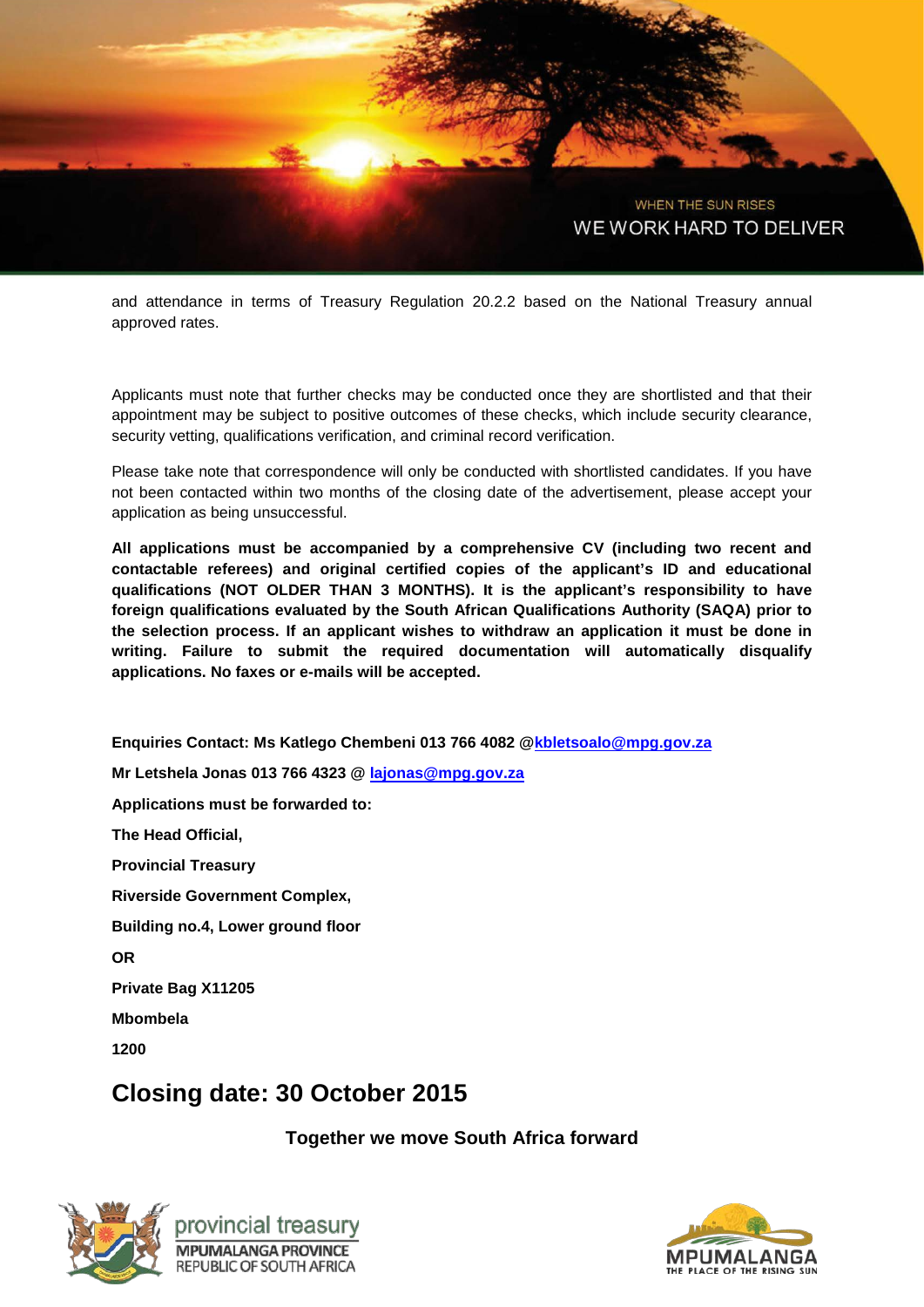and attendance in terms of Treasury Regulation 20.2.2 based on the National Treasury annual approved rates.

Applicants must note that further checks may be conducted once they are shortlisted and that their appointment may be subject to positive outcomes of these checks, which include security clearance, security vetting, qualifications verification, and criminal record verification.

Please take note that correspondence will only be conducted with shortlisted candidates. If you have not been contacted within two months of the closing date of the advertisement, please accept your application as being unsuccessful.

**All applications must be accompanied by a comprehensive CV (including two recent and contactable referees) and original certified copies of the applicant's ID and educational qualifications (NOT OLDER THAN 3 MONTHS). It is the applicant's responsibility to have foreign qualifications evaluated by the South African Qualifications Authority (SAQA) prior to the selection process. If an applicant wishes to withdraw an application it must be done in writing. Failure to submit the required documentation will automatically disqualify applications. No faxes or e-mails will be accepted.**

**Enquiries Contact: Ms Katlego Chembeni 013 766 4082 @kbletsoalo@mpg.gov.za**

**Mr Letshela Jonas 013 766 4323 @ lajonas@mpg.gov.za**

**Applications must be forwarded to:**

**The Head Official,**

**Provincial Treasury**

**Riverside Government Complex,**

**Building no.4, Lower ground floor**

**OR**

**Private Bag X11205**

**Mbombela**

**1200**

## Closing date: 30 October 2015

**Together we move South Africa forward**